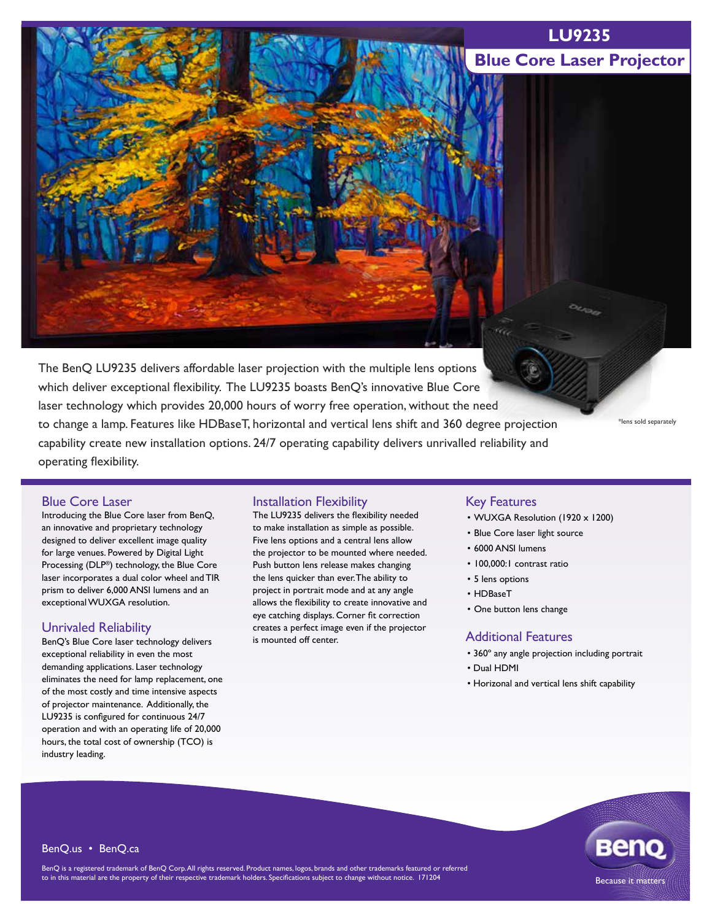# LU9235

## Blue Core Laser Projector

*lens sold separately

The BenQ LU9235 delivers affordable laser projection with the multiple lens options which deliver exceptional flexibility. The LU9235 boasts BenQ's innovative Blue Core laser technology which provides 20,000 hours of worry free operation, without the need to change a lamp. Features like HDBaseT, horizontal and vertical lens shift and 360 degree projection capability create new installation options. 24/7 operating capability delivers unrivalled reliability and operating flexibility.

### Blue Core Laser

Introducing the Blue Core laser from BenQ, an innovative and proprietary technology designed to deliver excellent image quality for large venues. Powered by Digital Light Processing (DLP®) technology, the Blue Core laser incorporates a dual color wheel and TIR prism to deliver 6,000 ANSI lumens and an exceptional WUXGA resolution.

### Unrivaled Reliability

BenQ's Blue Core laser technology delivers exceptional reliability in even the most demanding applications. Laser technology eliminates the need for lamp replacement, one of the most costly and time intensive aspects of projector maintenance. Additionally, the LU9235 is configured for continuous 24/7 operation and with an operating life of 20,000 hours, the total cost of ownership (TCO) is industry leading.

### Installation Flexibility

The LU9235 delivers the flexibility needed to make installation as simple as possible. Five lens options and a central lens allow the projector to be mounted where needed. Push button lens release makes changing the lens quicker than ever. The ability to project in portrait mode and at any angle allows the flexibility to create innovative and eye catching displays. Corner fit correction creates a perfect image even if the projector is mounted off center.

### Key Features

- WUXGA Resolution (1920 x 1200)
- Blue Core laser light source
- 6000 ANSI lumens
- 100,000:1 contrast ratio
- 5 lens options
- HDBaseT
- One button lens change

### Additional Features

- 360° any angle projection including portrait
- Dual HDMI
- Horizonal and vertical lens shift capability

BenQ.us • BenQ.ca

BenQ is a registered trademark of BenQ Corp. All rights reserved. Product names, logos, brands and other trademarks featured or referred to in this material are the property of their respective trademark holders. Specifications subject to change without notice. 171204

BenQ Because it matters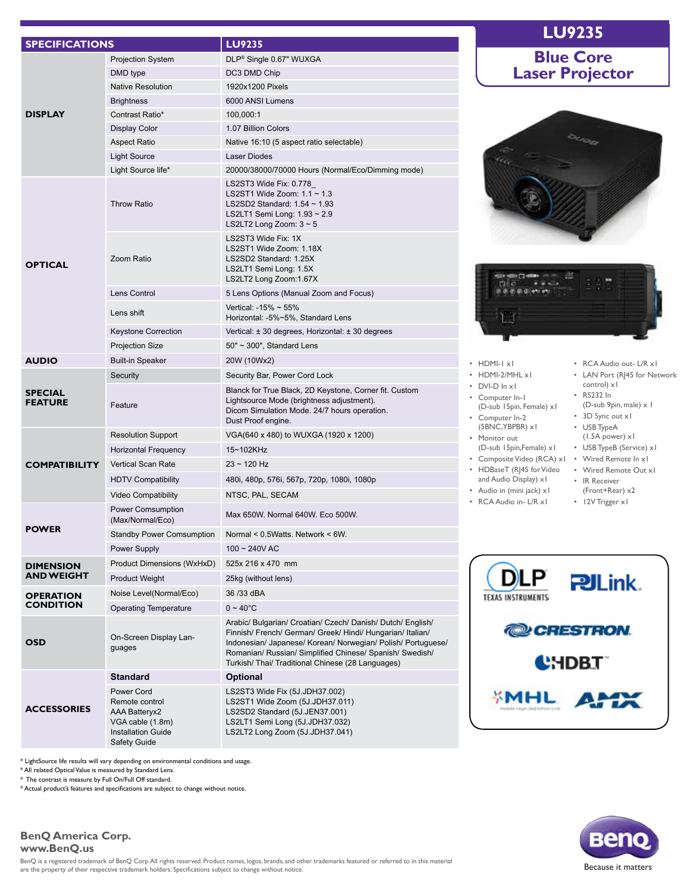# LU9235

## Blue Core Laser Projector

| SPECIFICATIONS | | LU9235 |
|---|---|---|
| DISPLAY | Projection System | DLP® Single 0.67" WUXGA |
| | DMD type | DC3 DMD Chip |
| | Native Resolution | 1920x1200 Pixels |
| | Brightness | 6000 ANSI Lumens |
| | Contrast Ratio* | 100,000:1 |
| | Display Color | 1.07 Billion Colors |
| | Aspect Ratio | Native 16:10 (5 aspect ratio selectable) |
| | Light Source | Laser Diodes |
| | Light Source life* | 20000/38000/70000 Hours (Normal/Eco/Dimming mode) |
| OPTICAL | Throw Ratio | LS2ST3 Wide Fix: 0.778_<br>LS2ST1 Wide Zoom: 1.1 ~ 1.3<br>LS2SD2 Standard: 1.54 ~ 1.93<br>LS2LT1 Semi Long: 1.93 ~ 2.9<br>LS2LT2 Long Zoom: 3 ~ 5 |
| | Zoom Ratio | LS2ST3 Wide Fix: 1X<br>LS2ST1 Wide Zoom: 1.18X<br>LS2SD2 Standard: 1.25X<br>LS2LT1 Semi Long: 1.5X<br>LS2LT2 Long Zoom:1.67X |
| | Lens Control | 5 Lens Options (Manual Zoom and Focus) |
| | Lens shift | Vertical: -15% ~ 55%<br>Horizontal: -5%~5%, Standard Lens |
| | Keystone Correction | Vertical: ± 30 degrees, Horizontal: ± 30 degrees |
| | Projection Size | 50" ~ 300", Standard Lens |
| AUDIO | Built-in Speaker | 20W (10Wx2) |
| SPECIAL FEATURE | Security | Security Bar, Power Cord Lock |
| | Feature | Blanck for True Black, 2D Keystone, Corner fit. Custom Lightsource Mode (brightness adjustment). Dicom Simulation Mode. 24/7 hours operation. Dust Proof engine. |
| COMPATIBILITY | Resolution Support | VGA(640 x 480) to WUXGA (1920 x 1200) |
| | Horizontal Frequency | 15~102KHz |
| | Vertical Scan Rate | 23 ~ 120 Hz |
| | HDTV Compatibility | 480i, 480p, 576i, 567p, 720p, 1080i, 1080p |
| | Video Compatibility | NTSC, PAL, SECAM |
| POWER | Power Comsumption (Max/Normal/Eco) | Max 650W. Normal 640W. Eco 500W. |
| | Standby Power Comsumption | Normal < 0.5Watts. Network < 6W. |
| | Power Supply | 100 ~ 240V AC |
| DIMENSION AND WEIGHT | Product Dimensions (WxHxD) | 525x 216 x 470 mm |
| | Product Weight | 25kg (without lens) |
| OPERATION CONDITION | Noise Level(Normal/Eco) | 36 /33 dBA |
| | Operating Temperature | 0 ~ 40°C |
| OSD | On-Screen Display Languages | Arabic/ Bulgarian/ Croatian/ Czech/ Danish/ Dutch/ English/ Finnish/ French/ German/ Greek/ Hindi/ Hungarian/ Italian/ Indonesian/ Japanese/ Korean/ Norwegian/ Polish/ Portuguese/ Romanian/ Russian/ Simplified Chinese/ Spanish/ Swedish/ Turkish/ Thai/ Traditional Chinese (28 Languages) |
| ACCESSORIES | **Standard** | **Optional** |
| | Power Cord<br>Remote control<br>AAA Batteryx2<br>VGA cable (1.8m)<br>Installation Guide<br>Safety Guide | LS2ST3 Wide Fix (5J.JDH37.002)<br>LS2ST1 Wide Zoom (5J.JDH37.011)<br>LS2SD2 Standard (5J.JEN37.001)<br>LS2LT1 Semi Long (5J.JDH37.032)<br>LS2LT2 Long Zoom (5J.JDH37.041) |

- HDMI-1 x1
- HDMI-2/MHL x1
- DVI-D In x1
- Computer In-1 (D-sub 15pin, Female) x1
- Computer In-2 (5BNC,YBPBR) x1
- Monitor out (D-sub 15pin,Female) x1
- Composite Video (RCA) x1
- HDBaseT (RJ45 for Video and Audio Display) x1
- Audio in (mini jack) x1
- RCA Audio in- L/R x1
- RCA Audio out- L/R x1
- LAN Port (RJ45 for Network control) x1
- RS232 In (D-sub 9pin, male) x 1
- 3D Sync out x1
- USB TypeA (1.5A power) x1
- USB TypeB (Service) x1
- Wired Remote In x1
- Wired Remote Out x1
- IR Receiver (Front+Rear) x2
- 12V Trigger x1

DLP TEXAS INSTRUMENTS
PJLink
CRESTRON
HDBT
MHL
AMX

* LightSource life results will vary depending on environmental conditions and usage.
* All related Optical Value is measured by Standard Lens.
* The contrast is measure by Full On/Full Off standard.
* Actual product's features and specifications are subject to change without notice.

**BenQ America Corp.**
**www.BenQ.us**

BenQ is a registered trademark of BenQ Corp.All rights reserved. Product names, logos, brands, and other trademarks featured or referred to in this material are the property of their respective trademark holders. Specifications subject to change without notice.

BenQ
Because it matters